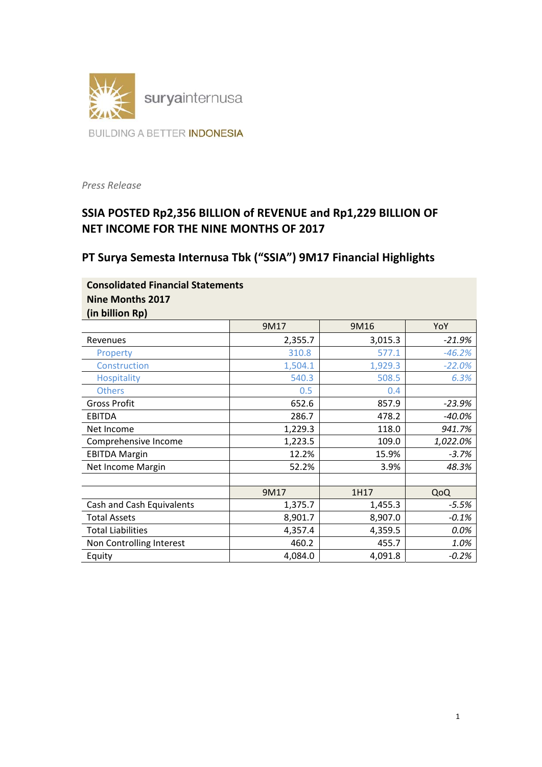suryainternusa

BUILDING A BETTER INDONESIA

*Press Release*

## SSIA POSTED Rp2,356 BILLION of REVENUE and Rp1,229 BILLION OF NET INCOME FOR THE NINE MONTHS OF 2017

## PT Surya Semesta Internusa Tbk ("SSIA") 9M17 Financial Highlights

**Consolidated Financial Statements**
**Nine Months 2017**
**(in billion Rp)**

| | 9M17 | 9M16 | YoY |
|---|---|---|---|
| Revenues | 2,355.7 | 3,015.3 | *-21.9%* |
| Property | 310.8 | 577.1 | *-46.2%* |
| Construction | 1,504.1 | 1,929.3 | *-22.0%* |
| Hospitality | 540.3 | 508.5 | *6.3%* |
| Others | 0.5 | 0.4 | |
| Gross Profit | 652.6 | 857.9 | *-23.9%* |
| EBITDA | 286.7 | 478.2 | *-40.0%* |
| Net Income | 1,229.3 | 118.0 | *941.7%* |
| Comprehensive Income | 1,223.5 | 109.0 | *1,022.0%* |
| EBITDA Margin | 12.2% | 15.9% | *-3.7%* |
| Net Income Margin | 52.2% | 3.9% | *48.3%* |
| | | | |
| | 9M17 | 1H17 | QoQ |
| Cash and Cash Equivalents | 1,375.7 | 1,455.3 | *-5.5%* |
| Total Assets | 8,901.7 | 8,907.0 | *-0.1%* |
| Total Liabilities | 4,357.4 | 4,359.5 | *0.0%* |
| Non Controlling Interest | 460.2 | 455.7 | *1.0%* |
| Equity | 4,084.0 | 4,091.8 | *-0.2%* |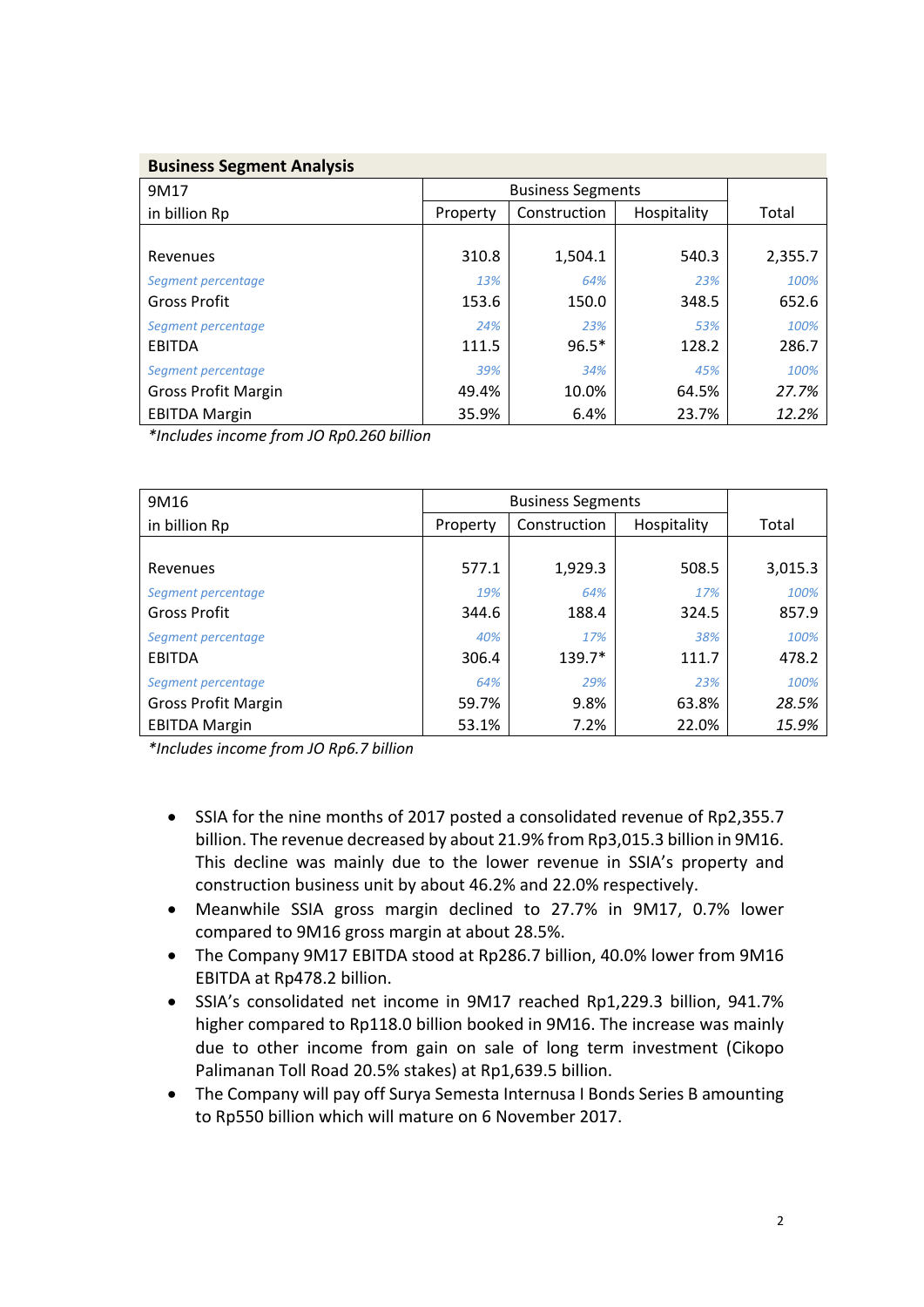## Business Segment Analysis

| 9M17<br>in billion Rp | Business Segments | | | Total |
|---|---|---|---|---|
| | Property | Construction | Hospitality | |
| Revenues | 310.8 | 1,504.1 | 540.3 | 2,355.7 |
| *Segment percentage* | *13%* | *64%* | *23%* | *100%* |
| Gross Profit | 153.6 | 150.0 | 348.5 | 652.6 |
| *Segment percentage* | *24%* | *23%* | *53%* | *100%* |
| EBITDA | 111.5 | 96.5* | 128.2 | 286.7 |
| *Segment percentage* | *39%* | *34%* | *45%* | *100%* |
| Gross Profit Margin | 49.4% | 10.0% | 64.5% | *27.7%* |
| EBITDA Margin | 35.9% | 6.4% | 23.7% | *12.2%* |

*\*Includes income from JO Rp0.260 billion*

| 9M16<br>in billion Rp | Business Segments | | | Total |
|---|---|---|---|---|
| | Property | Construction | Hospitality | |
| Revenues | 577.1 | 1,929.3 | 508.5 | 3,015.3 |
| *Segment percentage* | *19%* | *64%* | *17%* | *100%* |
| Gross Profit | 344.6 | 188.4 | 324.5 | 857.9 |
| *Segment percentage* | *40%* | *17%* | *38%* | *100%* |
| EBITDA | 306.4 | 139.7* | 111.7 | 478.2 |
| *Segment percentage* | *64%* | *29%* | *23%* | *100%* |
| Gross Profit Margin | 59.7% | 9.8% | 63.8% | *28.5%* |
| EBITDA Margin | 53.1% | 7.2% | 22.0% | *15.9%* |

*\*Includes income from JO Rp6.7 billion*

- SSIA for the nine months of 2017 posted a consolidated revenue of Rp2,355.7 billion. The revenue decreased by about 21.9% from Rp3,015.3 billion in 9M16. This decline was mainly due to the lower revenue in SSIA's property and construction business unit by about 46.2% and 22.0% respectively.
- Meanwhile SSIA gross margin declined to 27.7% in 9M17, 0.7% lower compared to 9M16 gross margin at about 28.5%.
- The Company 9M17 EBITDA stood at Rp286.7 billion, 40.0% lower from 9M16 EBITDA at Rp478.2 billion.
- SSIA's consolidated net income in 9M17 reached Rp1,229.3 billion, 941.7% higher compared to Rp118.0 billion booked in 9M16. The increase was mainly due to other income from gain on sale of long term investment (Cikopo Palimanan Toll Road 20.5% stakes) at Rp1,639.5 billion.
- The Company will pay off Surya Semesta Internusa I Bonds Series B amounting to Rp550 billion which will mature on 6 November 2017.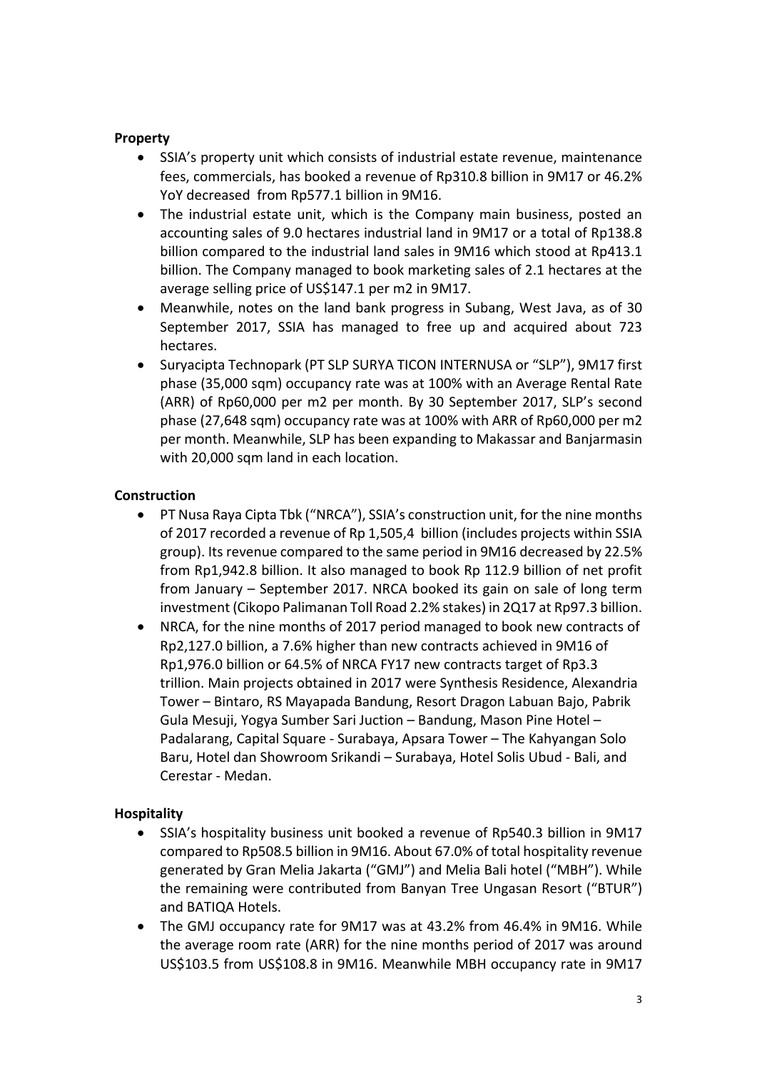**Property**

- SSIA's property unit which consists of industrial estate revenue, maintenance fees, commercials, has booked a revenue of Rp310.8 billion in 9M17 or 46.2% YoY decreased from Rp577.1 billion in 9M16.
- The industrial estate unit, which is the Company main business, posted an accounting sales of 9.0 hectares industrial land in 9M17 or a total of Rp138.8 billion compared to the industrial land sales in 9M16 which stood at Rp413.1 billion. The Company managed to book marketing sales of 2.1 hectares at the average selling price of US$147.1 per m2 in 9M17.
- Meanwhile, notes on the land bank progress in Subang, West Java, as of 30 September 2017, SSIA has managed to free up and acquired about 723 hectares.
- Suryacipta Technopark (PT SLP SURYA TICON INTERNUSA or "SLP"), 9M17 first phase (35,000 sqm) occupancy rate was at 100% with an Average Rental Rate (ARR) of Rp60,000 per m2 per month. By 30 September 2017, SLP's second phase (27,648 sqm) occupancy rate was at 100% with ARR of Rp60,000 per m2 per month. Meanwhile, SLP has been expanding to Makassar and Banjarmasin with 20,000 sqm land in each location.

**Construction**

- PT Nusa Raya Cipta Tbk ("NRCA"), SSIA's construction unit, for the nine months of 2017 recorded a revenue of Rp 1,505,4 billion (includes projects within SSIA group). Its revenue compared to the same period in 9M16 decreased by 22.5% from Rp1,942.8 billion. It also managed to book Rp 112.9 billion of net profit from January – September 2017. NRCA booked its gain on sale of long term investment (Cikopo Palimanan Toll Road 2.2% stakes) in 2Q17 at Rp97.3 billion.
- NRCA, for the nine months of 2017 period managed to book new contracts of Rp2,127.0 billion, a 7.6% higher than new contracts achieved in 9M16 of Rp1,976.0 billion or 64.5% of NRCA FY17 new contracts target of Rp3.3 trillion. Main projects obtained in 2017 were Synthesis Residence, Alexandria Tower – Bintaro, RS Mayapada Bandung, Resort Dragon Labuan Bajo, Pabrik Gula Mesuji, Yogya Sumber Sari Juction – Bandung, Mason Pine Hotel – Padalarang, Capital Square - Surabaya, Apsara Tower – The Kahyangan Solo Baru, Hotel dan Showroom Srikandi – Surabaya, Hotel Solis Ubud - Bali, and Cerestar - Medan.

**Hospitality**

- SSIA's hospitality business unit booked a revenue of Rp540.3 billion in 9M17 compared to Rp508.5 billion in 9M16. About 67.0% of total hospitality revenue generated by Gran Melia Jakarta ("GMJ") and Melia Bali hotel ("MBH"). While the remaining were contributed from Banyan Tree Ungasan Resort ("BTUR") and BATIQA Hotels.
- The GMJ occupancy rate for 9M17 was at 43.2% from 46.4% in 9M16. While the average room rate (ARR) for the nine months period of 2017 was around US$103.5 from US$108.8 in 9M16. Meanwhile MBH occupancy rate in 9M17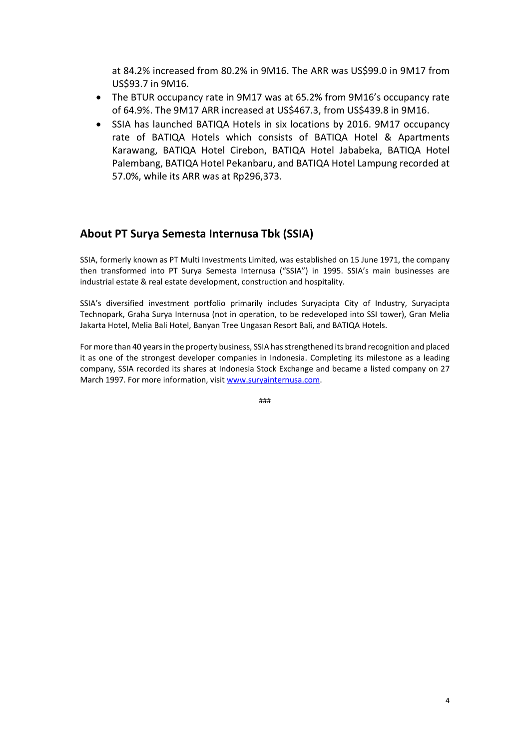at 84.2% increased from 80.2% in 9M16. The ARR was US$99.0 in 9M17 from US$93.7 in 9M16.

- The BTUR occupancy rate in 9M17 was at 65.2% from 9M16's occupancy rate of 64.9%. The 9M17 ARR increased at US$467.3, from US$439.8 in 9M16.
- SSIA has launched BATIQA Hotels in six locations by 2016. 9M17 occupancy rate of BATIQA Hotels which consists of BATIQA Hotel & Apartments Karawang, BATIQA Hotel Cirebon, BATIQA Hotel Jababeka, BATIQA Hotel Palembang, BATIQA Hotel Pekanbaru, and BATIQA Hotel Lampung recorded at 57.0%, while its ARR was at Rp296,373.

## About PT Surya Semesta Internusa Tbk (SSIA)

SSIA, formerly known as PT Multi Investments Limited, was established on 15 June 1971, the company then transformed into PT Surya Semesta Internusa ("SSIA") in 1995. SSIA's main businesses are industrial estate & real estate development, construction and hospitality.

SSIA's diversified investment portfolio primarily includes Suryacipta City of Industry, Suryacipta Technopark, Graha Surya Internusa (not in operation, to be redeveloped into SSI tower), Gran Melia Jakarta Hotel, Melia Bali Hotel, Banyan Tree Ungasan Resort Bali, and BATIQA Hotels.

For more than 40 years in the property business, SSIA has strengthened its brand recognition and placed it as one of the strongest developer companies in Indonesia. Completing its milestone as a leading company, SSIA recorded its shares at Indonesia Stock Exchange and became a listed company on 27 March 1997. For more information, visit www.suryainternusa.com.

###